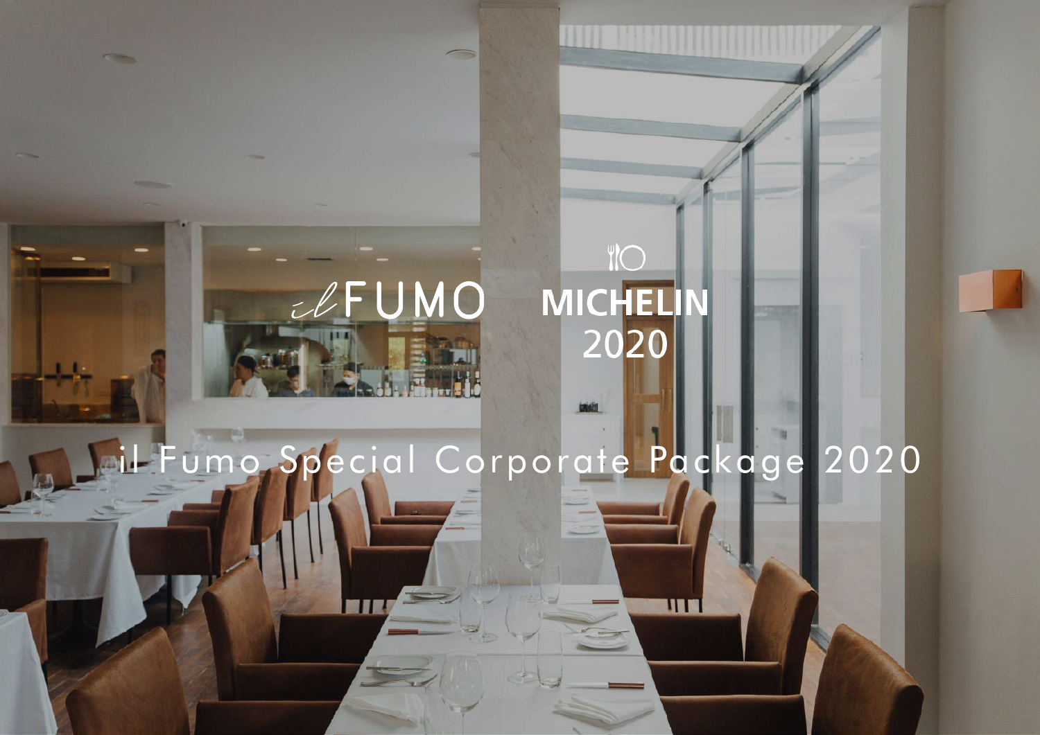il FUMO

MICHELIN 2020

# il Fumo Special Corporate Package 2020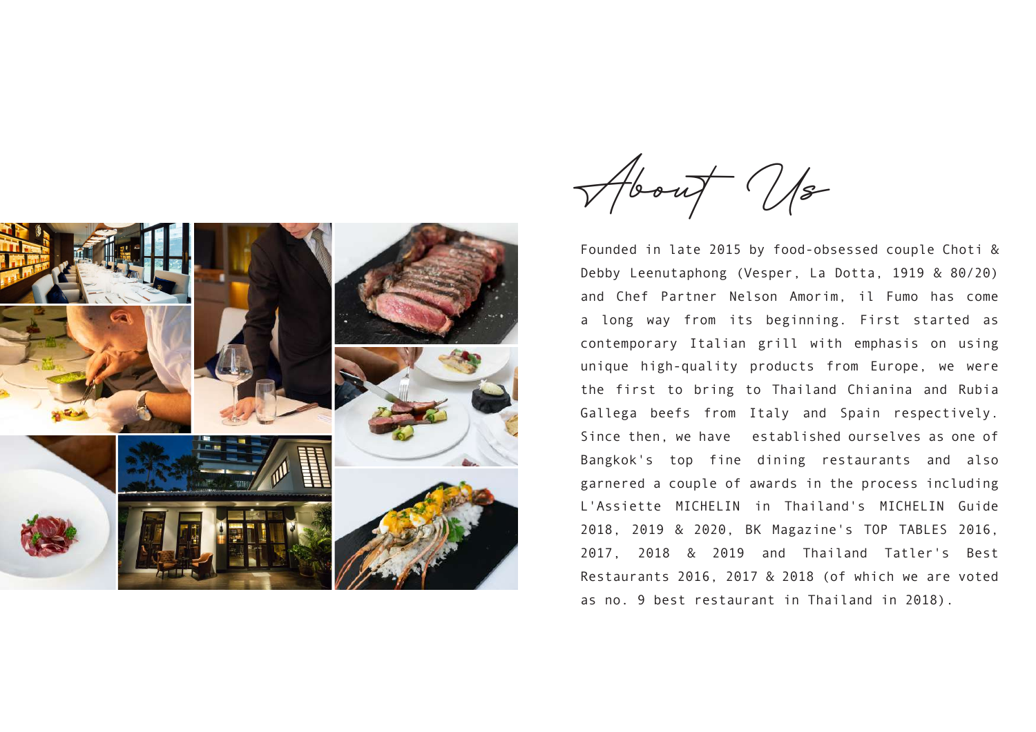# About Us

Founded in late 2015 by food-obsessed couple Choti & Debby Leenutaphong (Vesper, La Dotta, 1919 & 80/20) and Chef Partner Nelson Amorim, il Fumo has come a long way from its beginning. First started as contemporary Italian grill with emphasis on using unique high-quality products from Europe, we were the first to bring to Thailand Chianina and Rubia Gallega beefs from Italy and Spain respectively. Since then, we have established ourselves as one of Bangkok's top fine dining restaurants and also garnered a couple of awards in the process including L'Assiette MICHELIN in Thailand's MICHELIN Guide 2018, 2019 & 2020, BK Magazine's TOP TABLES 2016, 2017, 2018 & 2019 and Thailand Tatler's Best Restaurants 2016, 2017 & 2018 (of which we are voted as no. 9 best restaurant in Thailand in 2018).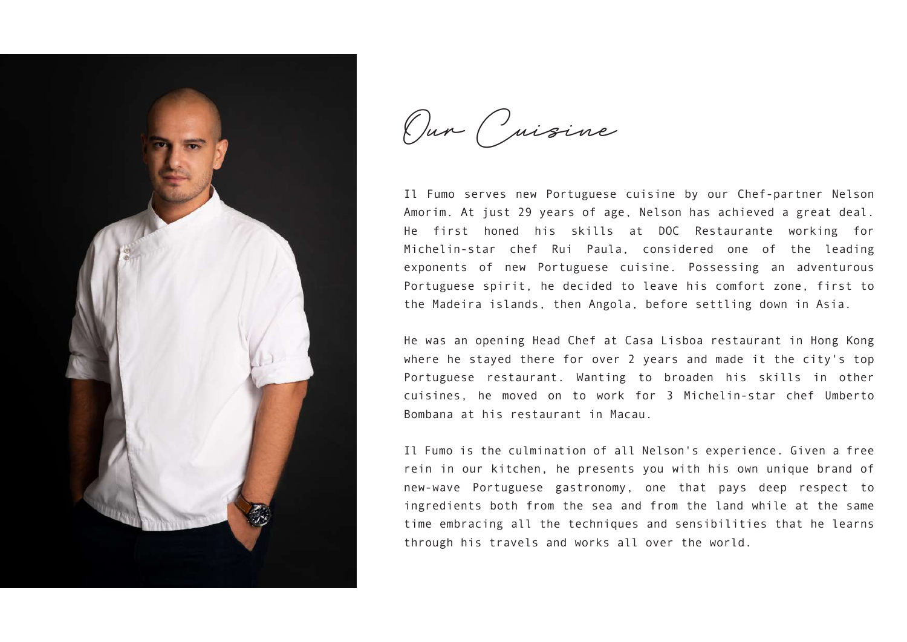# Our Cuisine

Il Fumo serves new Portuguese cuisine by our Chef-partner Nelson Amorim. At just 29 years of age, Nelson has achieved a great deal. He first honed his skills at DOC Restaurante working for Michelin-star chef Rui Paula, considered one of the leading exponents of new Portuguese cuisine. Possessing an adventurous Portuguese spirit, he decided to leave his comfort zone, first to the Madeira islands, then Angola, before settling down in Asia.

He was an opening Head Chef at Casa Lisboa restaurant in Hong Kong where he stayed there for over 2 years and made it the city's top Portuguese restaurant. Wanting to broaden his skills in other cuisines, he moved on to work for 3 Michelin-star chef Umberto Bombana at his restaurant in Macau.

Il Fumo is the culmination of all Nelson's experience. Given a free rein in our kitchen, he presents you with his own unique brand of new-wave Portuguese gastronomy, one that pays deep respect to ingredients both from the sea and from the land while at the same time embracing all the techniques and sensibilities that he learns through his travels and works all over the world.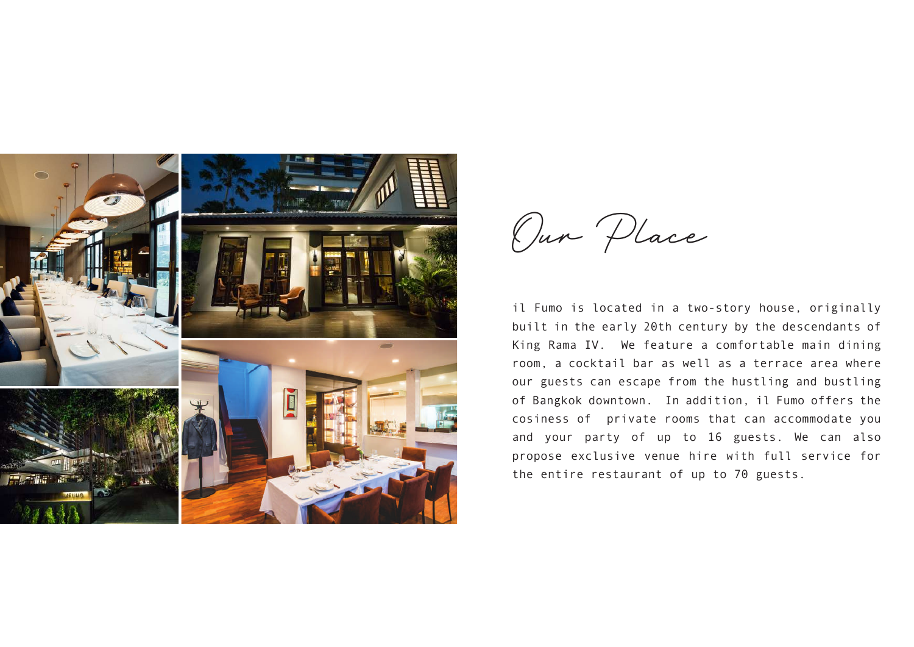# Our Place

il Fumo is located in a two-story house, originally built in the early 20th century by the descendants of King Rama IV. We feature a comfortable main dining room, a cocktail bar as well as a terrace area where our guests can escape from the hustling and bustling of Bangkok downtown. In addition, il Fumo offers the cosiness of private rooms that can accommodate you and your party of up to 16 guests. We can also propose exclusive venue hire with full service for the entire restaurant of up to 70 guests.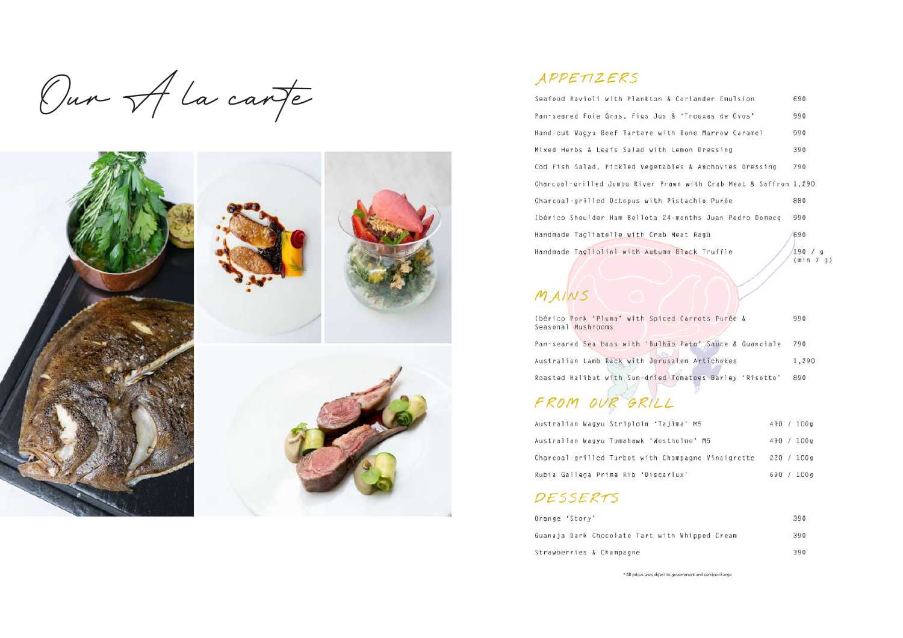# Our A la carte

## APPETIZERS

| Item | Price |
|---|---|
| Seafood Ravioli with Plankton & Coriander Emulsion | 690 |
| Pan-seared Foie Gras, Figs Jus & 'Trouxas de Ovos' | 990 |
| Hand-cut Wagyu Beef Tartare with Bone Marrow Caramel | 990 |
| Mixed Herbs & Leafs Salad with Lemon Dressing | 390 |
| Cod Fish Salad, Pickled Vegetables & Anchovies Dressing | 790 |
| Charcoal-grilled Jumbo River Prawn with Crab Meat & Saffron | 1,290 |
| Charcoal-grilled Octopus with Pistachio Purée | 880 |
| Ibérico Shoulder Ham Bellota 24-months Juan Pedro Domecq | 990 |
| Handmade Tagliatelle with Crab Meat Ragù | 690 |
| Handmade Tagliolini with Autumn Black Truffle | 190 / g (min 7 g) |

## MAINS

| Item | Price |
|---|---|
| Ibérico Pork 'Pluma' with Spiced Carrots Purée & Seasonal Mushrooms | 990 |
| Pan-seared Sea bass with 'Bulhão Pato' Sauce & Guanciale | 790 |
| Australian Lamb Rack with Jerusalem Artichokes | 1,290 |
| Roasted Halibut with Sun-dried Tomatoes Barley 'Risotto' | 890 |

## FROM OUR GRILL

| Item | Price |
|---|---|
| Australian Wagyu Striploin 'Tajima' M5 | 490 / 100g |
| Australian Wagyu Tomahawk 'Westholme' M5 | 490 / 100g |
| Charcoal-grilled Turbot with Champagne Vinaigrette | 220 / 100g |
| Rubia Gallega Prime Rib 'Discarlux' | 690 / 100g |

## DESSERTS

| Item | Price |
|---|---|
| Orange 'Story' | 390 |
| Guanaja Dark Chocolate Tart with Whipped Cream | 390 |
| Strawberries & Champagne | 390 |

* All prices are subject to government and service charge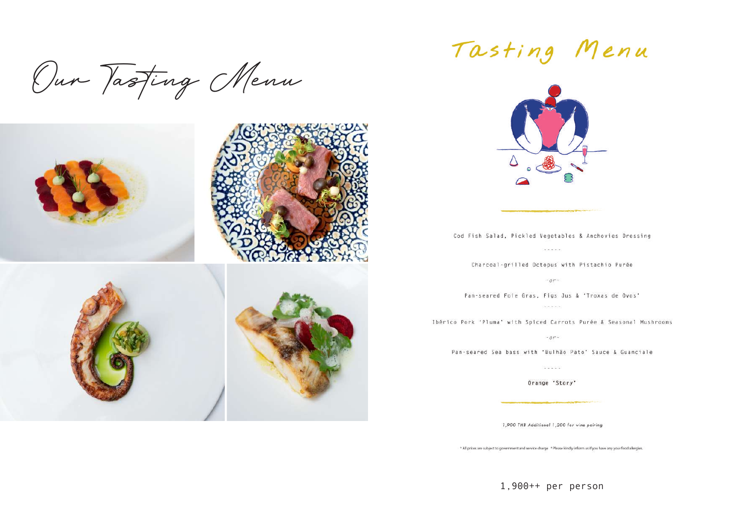# Our Tasting Menu

## Tasting Menu

Cod Fish Salad, Pickled Vegetables & Anchovies Dressing

-----

Charcoal-grilled Octopus with Pistachio Purée

-or-

Pan-seared Foie Gras, Figs Jus & 'Troxas de Ovos'

-----

Ibérico Pork 'Pluma' with Spiced Carrots Purée & Seasonal Mushrooms

-or-

Pan-seared Sea bass with 'Bulhão Pato' Sauce & Guanciale

-----

Orange 'Story'

*1,900 THB Additional 1,200 for wine pairing*

* All prices are subject to government and service charge * Please kindly inform us if you have any your food allergies.

1,900++ per person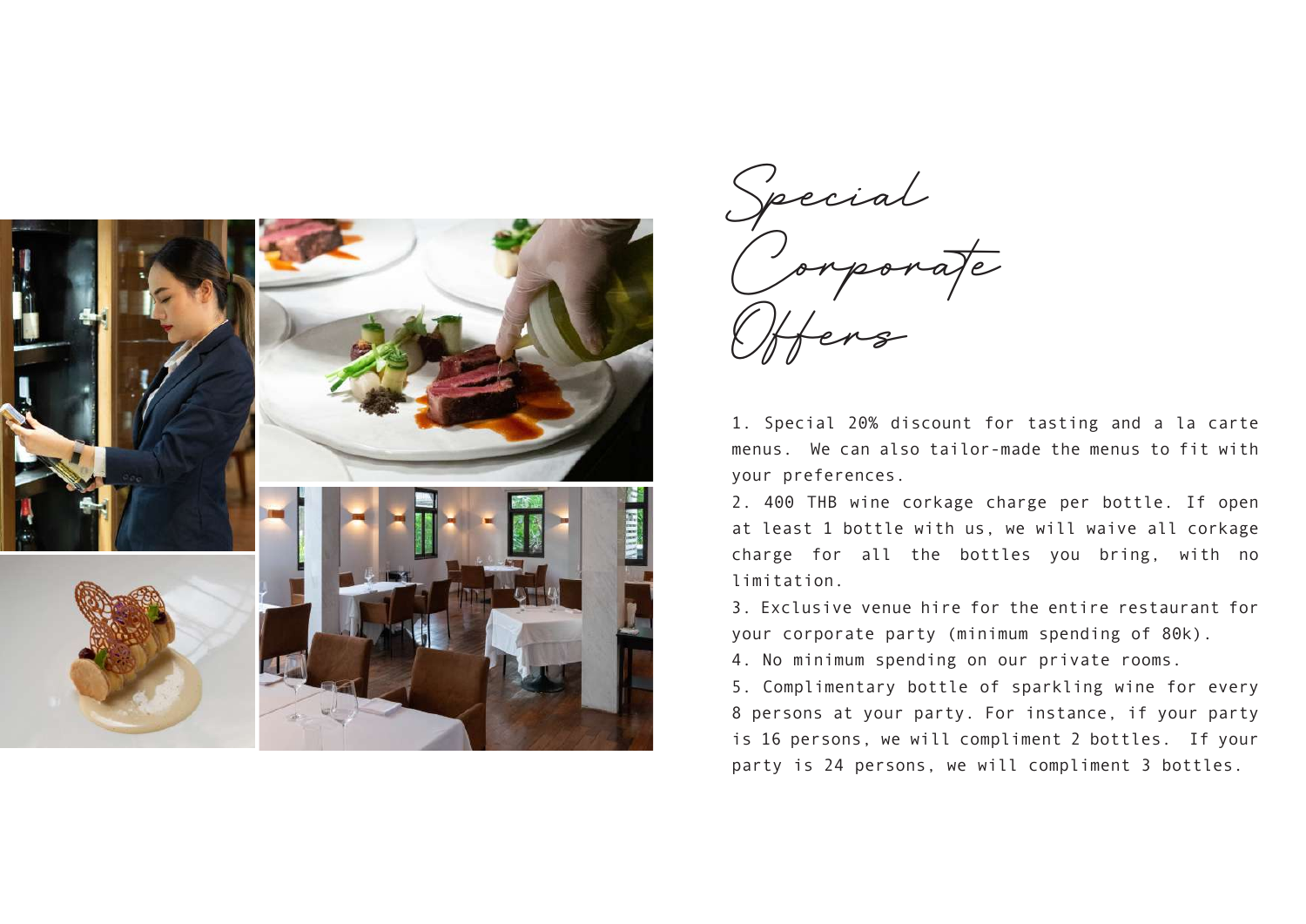# Special Corporate Offers

1. Special 20% discount for tasting and a la carte menus. We can also tailor-made the menus to fit with your preferences.
2. 400 THB wine corkage charge per bottle. If open at least 1 bottle with us, we will waive all corkage charge for all the bottles you bring, with no limitation.
3. Exclusive venue hire for the entire restaurant for your corporate party (minimum spending of 80k).
4. No minimum spending on our private rooms.
5. Complimentary bottle of sparkling wine for every 8 persons at your party. For instance, if your party is 16 persons, we will compliment 2 bottles. If your party is 24 persons, we will compliment 3 bottles.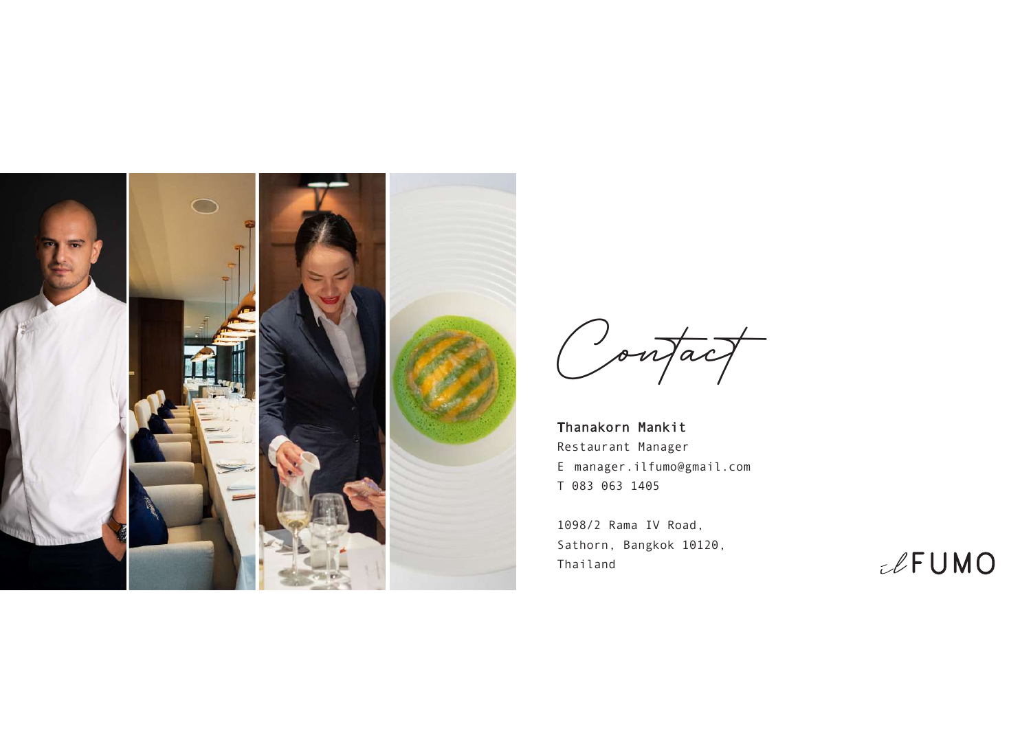# Contact

**Thanakorn Mankit**
Restaurant Manager
E manager.ilfumo@gmail.com
T 083 063 1405

1098/2 Rama IV Road,
Sathorn, Bangkok 10120,
Thailand

il FUMO